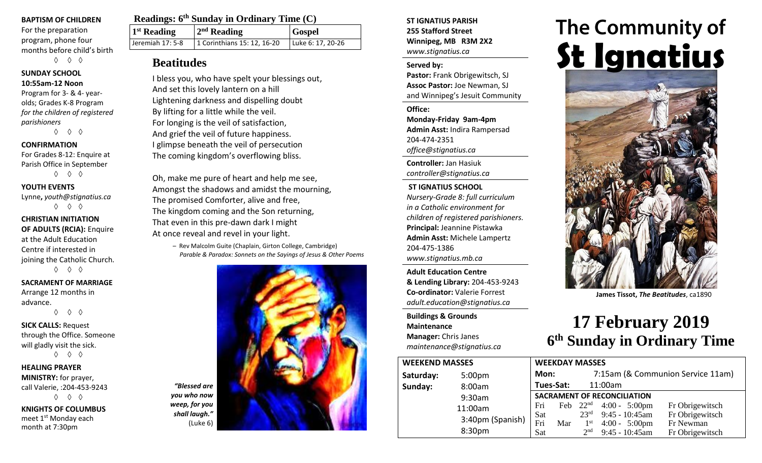**BAPTISM OF CHILDREN**
For the preparation program, phone four months before child's birth

◊ ◊ ◊

**SUNDAY SCHOOL**
**10:55am-12 Noon**
Program for 3- & 4- year-olds; Grades K-8 Program *for the children of registered parishioners*

◊ ◊ ◊

**CONFIRMATION**
For Grades 8-12: Enquire at Parish Office in September

◊ ◊ ◊

**YOUTH EVENTS**
Lynne**,** *youth@stignatius.ca*

◊ ◊ ◊

**CHRISTIAN INITIATION OF ADULTS (RCIA):** Enquire at the Adult Education Centre if interested in joining the Catholic Church.

◊ ◊ ◊

**SACRAMENT OF MARRIAGE**
Arrange 12 months in advance.

◊ ◊ ◊

**SICK CALLS:** Request through the Office. Someone will gladly visit the sick.

◊ ◊ ◊

**HEALING PRAYER MINISTRY:** for prayer, call Valerie, :204-453-9243

◊ ◊ ◊

**KNIGHTS OF COLUMBUS**
meet 1st Monday each month at 7:30pm

## Readings: 6th Sunday in Ordinary Time (C)

| 1st Reading | 2nd Reading | Gospel |
|---|---|---|
| Jeremiah 17: 5-8 | 1 Corinthians 15: 12, 16-20 | Luke 6: 17, 20-26 |

## Beatitudes

I bless you, who have spelt your blessings out,
And set this lovely lantern on a hill
Lightening darkness and dispelling doubt
By lifting for a little while the veil.
For longing is the veil of satisfaction,
And grief the veil of future happiness.
I glimpse beneath the veil of persecution
The coming kingdom's overflowing bliss.

Oh, make me pure of heart and help me see,
Amongst the shadows and amidst the mourning,
The promised Comforter, alive and free,
The kingdom coming and the Son returning,
That even in this pre-dawn dark I might
At once reveal and revel in your light.

– Rev Malcolm Guite (Chaplain, Girton College, Cambridge)
*Parable & Paradox: Sonnets on the Sayings of Jesus & Other Poems*

*"Blessed are you who now weep, for you shall laugh."* (Luke 6)

**ST IGNATIUS PARISH**
**255 Stafford Street**
**Winnipeg, MB R3M 2X2**
*www.stignatius.ca*

**Served by:**
**Pastor:** Frank Obrigewitsch, SJ
**Assoc Pastor:** Joe Newman, SJ
and Winnipeg's Jesuit Community

**Office:**
**Monday-Friday 9am-4pm**
**Admin Asst:** Indira Rampersad
204-474-2351
*office@stignatius.ca*

**Controller:** Jan Hasiuk
*controller@stignatius.ca*

**ST IGNATIUS SCHOOL**
*Nursery-Grade 8: full curriculum in a Catholic environment for children of registered parishioners.*
**Principal:** Jeannine Pistawka
**Admin Asst:** Michele Lampertz
204-475-1386
*www.stignatius.mb.ca*

**Adult Education Centre & Lending Library:** 204-453-9243
**Co-ordinator:** Valerie Forrest
*adult.education@stignatius.ca*

**Buildings & Grounds Maintenance Manager:** Chris Janes
*maintenance@stignatius.ca*

# The Community of St Ignatius

**James Tissot,** ***The Beatitudes*****,** ca1890

# 17 February 2019
## 6th Sunday in Ordinary Time

**WEEKEND MASSES**

| | |
|---|---|
| Saturday: | 5:00pm |
| Sunday: | 8:00am |
| | 9:30am |
| | 11:00am |
| | 3:40pm (Spanish) |
| | 8:30pm |

**WEEKDAY MASSES**

| | |
|---|---|
| Mon: | 7:15am (& Communion Service 11am) |
| Tues-Sat: | 11:00am |

**SACRAMENT OF RECONCILIATION**

| | | | | |
|---|---|---|---|---|
| Fri | Feb | 22nd | 4:00 - 5:00pm | Fr Obrigewitsch |
| Sat | | 23rd | 9:45 - 10:45am | Fr Obrigewitsch |
| Fri | Mar | 1st | 4:00 - 5:00pm | Fr Newman |
| Sat | | 2nd | 9:45 - 10:45am | Fr Obrigewitsch |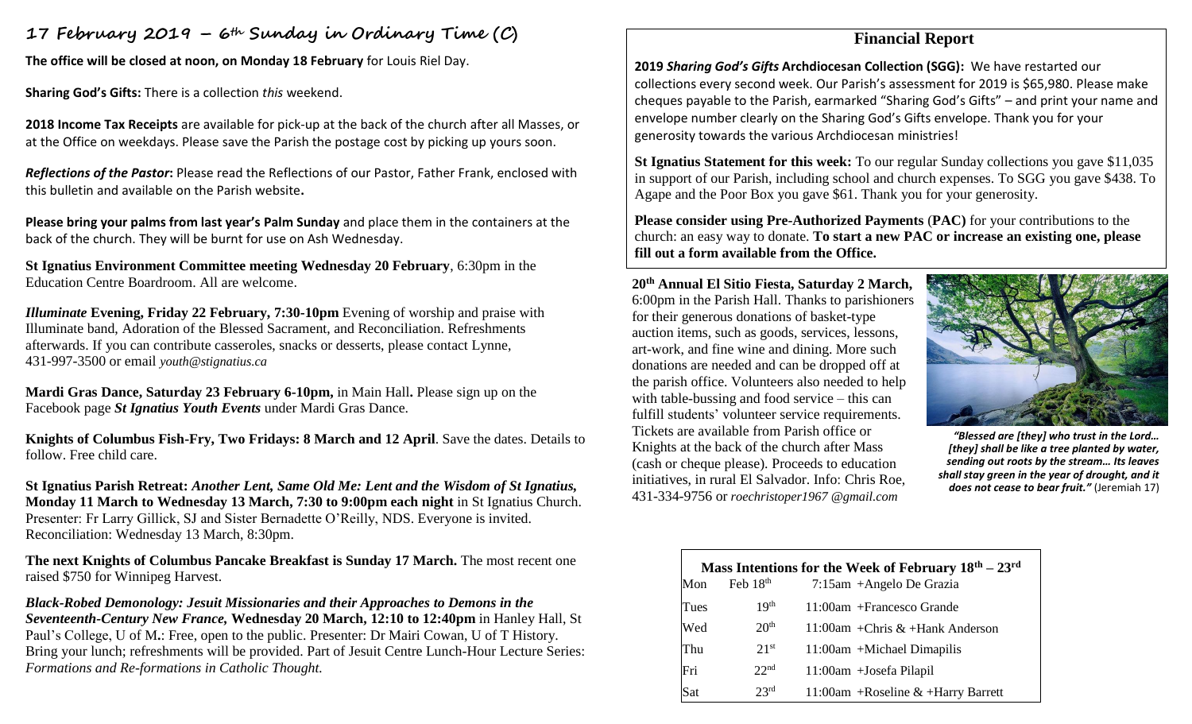# 17 February 2019 – 6th Sunday in Ordinary Time (C)

**The office will be closed at noon, on Monday 18 February** for Louis Riel Day.

**Sharing God's Gifts:** There is a collection *this* weekend.

**2018 Income Tax Receipts** are available for pick-up at the back of the church after all Masses, or at the Office on weekdays. Please save the Parish the postage cost by picking up yours soon.

***Reflections of the Pastor*:** Please read the Reflections of our Pastor, Father Frank, enclosed with this bulletin and available on the Parish website**.**

**Please bring your palms from last year's Palm Sunday** and place them in the containers at the back of the church. They will be burnt for use on Ash Wednesday.

**St Ignatius Environment Committee meeting Wednesday 20 February**, 6:30pm in the Education Centre Boardroom. All are welcome.

***Illuminate* Evening, Friday 22 February, 7:30-10pm** Evening of worship and praise with Illuminate band, Adoration of the Blessed Sacrament, and Reconciliation. Refreshments afterwards. If you can contribute casseroles, snacks or desserts, please contact Lynne, 431-997-3500 or email *youth@stignatius.ca*

**Mardi Gras Dance, Saturday 23 February 6-10pm,** in Main Hall**.** Please sign up on the Facebook page ***St Ignatius Youth Events*** under Mardi Gras Dance.

**Knights of Columbus Fish-Fry, Two Fridays: 8 March and 12 April**. Save the dates. Details to follow. Free child care.

**St Ignatius Parish Retreat:** ***Another Lent, Same Old Me: Lent and the Wisdom of St Ignatius,*** **Monday 11 March to Wednesday 13 March, 7:30 to 9:00pm each night** in St Ignatius Church. Presenter: Fr Larry Gillick, SJ and Sister Bernadette O'Reilly, NDS. Everyone is invited. Reconciliation: Wednesday 13 March, 8:30pm.

**The next Knights of Columbus Pancake Breakfast is Sunday 17 March.** The most recent one raised $750 for Winnipeg Harvest.

***Black-Robed Demonology: Jesuit Missionaries and their Approaches to Demons in the Seventeenth-Century New France,*** **Wednesday 20 March, 12:10 to 12:40pm** in Hanley Hall, St Paul's College, U of M**.**: Free, open to the public. Presenter: Dr Mairi Cowan, U of T History. Bring your lunch; refreshments will be provided. Part of Jesuit Centre Lunch-Hour Lecture Series: *Formations and Re-formations in Catholic Thought.*

## Financial Report

**2019 *Sharing God's Gifts* Archdiocesan Collection (SGG):** We have restarted our collections every second week. Our Parish's assessment for 2019 is $65,980. Please make cheques payable to the Parish, earmarked "Sharing God's Gifts" – and print your name and envelope number clearly on the Sharing God's Gifts envelope. Thank you for your generosity towards the various Archdiocesan ministries!

**St Ignatius Statement for this week:** To our regular Sunday collections you gave $11,035 in support of our Parish, including school and church expenses. To SGG you gave $438. To Agape and the Poor Box you gave $61. Thank you for your generosity.

**Please consider using Pre-Authorized Payments** (**PAC)** for your contributions to the church: an easy way to donate. **To start a new PAC or increase an existing one, please fill out a form available from the Office.**

**20th Annual El Sitio Fiesta, Saturday 2 March,** 6:00pm in the Parish Hall. Thanks to parishioners for their generous donations of basket-type auction items, such as goods, services, lessons, art-work, and fine wine and dining. More such donations are needed and can be dropped off at the parish office. Volunteers also needed to help with table-bussing and food service – this can fulfill students' volunteer service requirements. Tickets are available from Parish office or Knights at the back of the church after Mass (cash or cheque please). Proceeds to education initiatives, in rural El Salvador. Info: Chris Roe, 431-334-9756 or *roechristoper1967 @gmail.com*

***"Blessed are [they] who trust in the Lord… [they] shall be like a tree planted by water, sending out roots by the stream… Its leaves shall stay green in the year of drought, and it does not cease to bear fruit."*** (Jeremiah 17)

**Mass Intentions for the Week of February 18th – 23rd**

| | | |
|---|---|---|
| Mon | Feb 18th | 7:15am +Angelo De Grazia |
| Tues | 19th | 11:00am +Francesco Grande |
| Wed | 20th | 11:00am +Chris & +Hank Anderson |
| Thu | 21st | 11:00am +Michael Dimapilis |
| Fri | 22nd | 11:00am +Josefa Pilapil |
| Sat | 23rd | 11:00am +Roseline & +Harry Barrett |